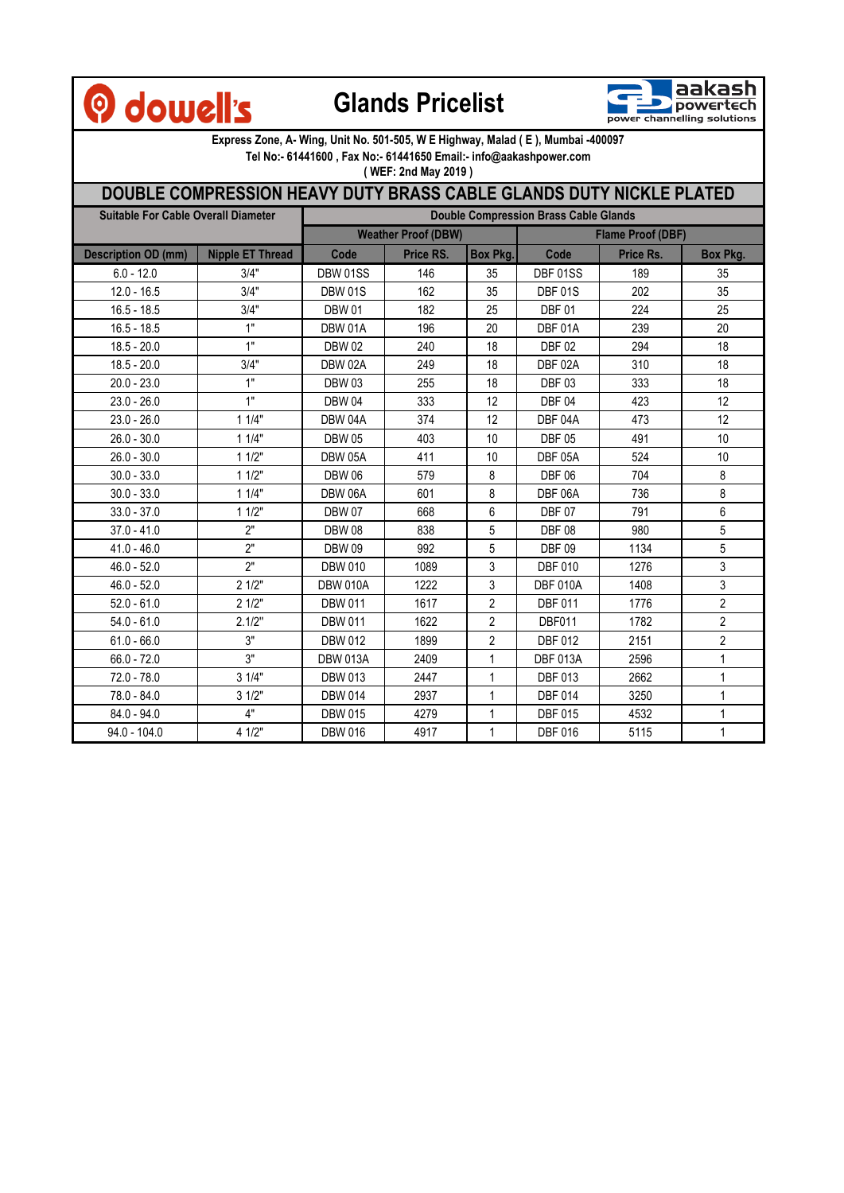# dowell's — Glands Pricelist — aakash powertech (power channelling solutions)

**Express Zone, A- Wing, Unit No. 501-505, W E Highway, Malad ( E ), Mumbai -400097**
**Tel No:- 61441600 , Fax No:- 61441650 Email:- info@aakashpower.com**
**( WEF: 2nd May 2019 )**

## DOUBLE COMPRESSION HEAVY DUTY BRASS CABLE GLANDS DUTY NICKLE PLATED

| Suitable For Cable Overall Diameter | | Double Compression Brass Cable Glands | | | | | |
|---|---|---|---|---|---|---|---|
| | | Weather Proof (DBW) | | | Flame Proof (DBF) | | |
| Description OD (mm) | Nipple ET Thread | Code | Price RS. | Box Pkg. | Code | Price Rs. | Box Pkg. |
| 6.0 - 12.0 | 3/4" | DBW 01SS | 146 | 35 | DBF 01SS | 189 | 35 |
| 12.0 - 16.5 | 3/4" | DBW 01S | 162 | 35 | DBF 01S | 202 | 35 |
| 16.5 - 18.5 | 3/4" | DBW 01 | 182 | 25 | DBF 01 | 224 | 25 |
| 16.5 - 18.5 | 1" | DBW 01A | 196 | 20 | DBF 01A | 239 | 20 |
| 18.5 - 20.0 | 1" | DBW 02 | 240 | 18 | DBF 02 | 294 | 18 |
| 18.5 - 20.0 | 3/4" | DBW 02A | 249 | 18 | DBF 02A | 310 | 18 |
| 20.0 - 23.0 | 1" | DBW 03 | 255 | 18 | DBF 03 | 333 | 18 |
| 23.0 - 26.0 | 1" | DBW 04 | 333 | 12 | DBF 04 | 423 | 12 |
| 23.0 - 26.0 | 1 1/4" | DBW 04A | 374 | 12 | DBF 04A | 473 | 12 |
| 26.0 - 30.0 | 1 1/4" | DBW 05 | 403 | 10 | DBF 05 | 491 | 10 |
| 26.0 - 30.0 | 1 1/2" | DBW 05A | 411 | 10 | DBF 05A | 524 | 10 |
| 30.0 - 33.0 | 1 1/2" | DBW 06 | 579 | 8 | DBF 06 | 704 | 8 |
| 30.0 - 33.0 | 1 1/4" | DBW 06A | 601 | 8 | DBF 06A | 736 | 8 |
| 33.0 - 37.0 | 1 1/2" | DBW 07 | 668 | 6 | DBF 07 | 791 | 6 |
| 37.0 - 41.0 | 2" | DBW 08 | 838 | 5 | DBF 08 | 980 | 5 |
| 41.0 - 46.0 | 2" | DBW 09 | 992 | 5 | DBF 09 | 1134 | 5 |
| 46.0 - 52.0 | 2" | DBW 010 | 1089 | 3 | DBF 010 | 1276 | 3 |
| 46.0 - 52.0 | 2 1/2" | DBW 010A | 1222 | 3 | DBF 010A | 1408 | 3 |
| 52.0 - 61.0 | 2 1/2" | DBW 011 | 1617 | 2 | DBF 011 | 1776 | 2 |
| 54.0 - 61.0 | 2.1/2" | DBW 011 | 1622 | 2 | DBF011 | 1782 | 2 |
| 61.0 - 66.0 | 3" | DBW 012 | 1899 | 2 | DBF 012 | 2151 | 2 |
| 66.0 - 72.0 | 3" | DBW 013A | 2409 | 1 | DBF 013A | 2596 | 1 |
| 72.0 - 78.0 | 3 1/4" | DBW 013 | 2447 | 1 | DBF 013 | 2662 | 1 |
| 78.0 - 84.0 | 3 1/2" | DBW 014 | 2937 | 1 | DBF 014 | 3250 | 1 |
| 84.0 - 94.0 | 4" | DBW 015 | 4279 | 1 | DBF 015 | 4532 | 1 |
| 94.0 - 104.0 | 4 1/2" | DBW 016 | 4917 | 1 | DBF 016 | 5115 | 1 |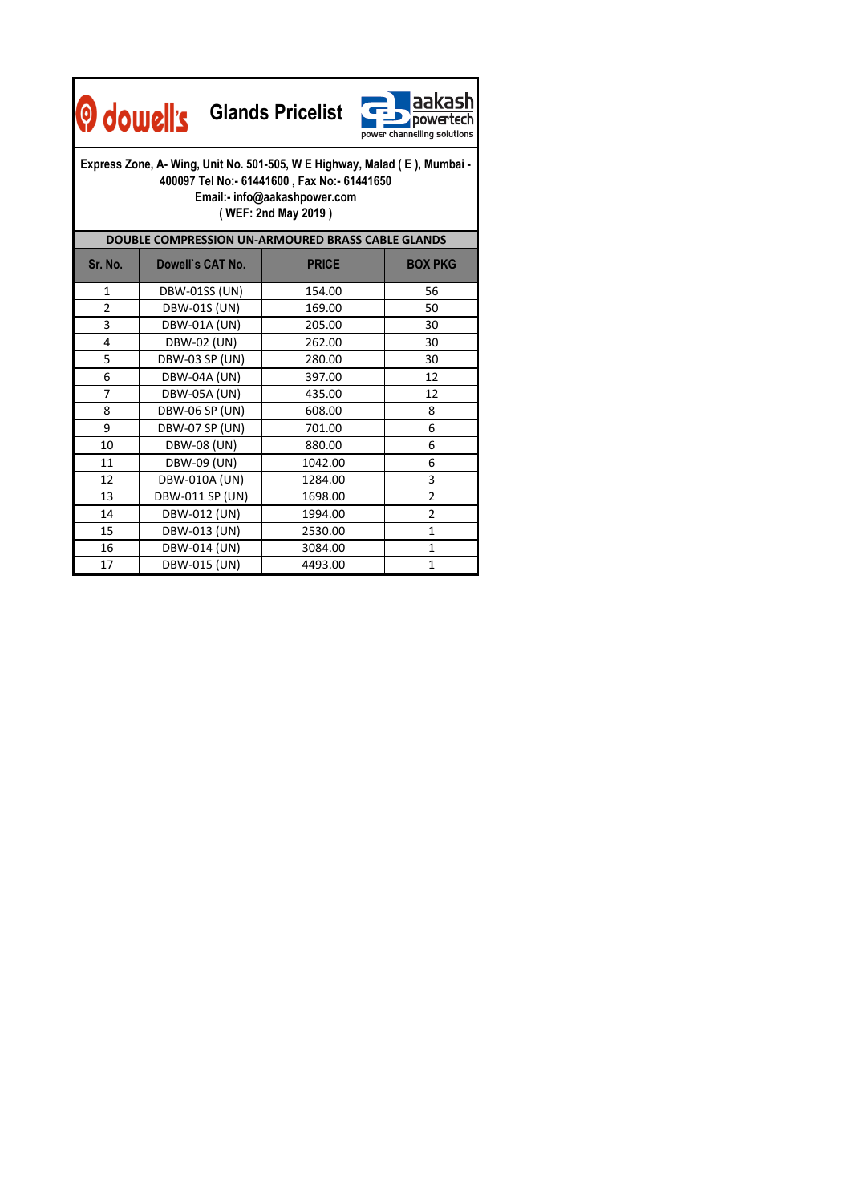# dowell's Glands Pricelist

aakash powertech
power channelling solutions

**Express Zone, A- Wing, Unit No. 501-505, W E Highway, Malad ( E ), Mumbai - 400097 Tel No:- 61441600 , Fax No:- 61441650**
**Email:- info@aakashpower.com**
**( WEF: 2nd May 2019 )**

## DOUBLE COMPRESSION UN-ARMOURED BRASS CABLE GLANDS

| Sr. No. | Dowell`s CAT No. | PRICE | BOX PKG |
|---|---|---|---|
| 1 | DBW-01SS (UN) | 154.00 | 56 |
| 2 | DBW-01S (UN) | 169.00 | 50 |
| 3 | DBW-01A (UN) | 205.00 | 30 |
| 4 | DBW-02 (UN) | 262.00 | 30 |
| 5 | DBW-03 SP (UN) | 280.00 | 30 |
| 6 | DBW-04A (UN) | 397.00 | 12 |
| 7 | DBW-05A (UN) | 435.00 | 12 |
| 8 | DBW-06 SP (UN) | 608.00 | 8 |
| 9 | DBW-07 SP (UN) | 701.00 | 6 |
| 10 | DBW-08 (UN) | 880.00 | 6 |
| 11 | DBW-09 (UN) | 1042.00 | 6 |
| 12 | DBW-010A (UN) | 1284.00 | 3 |
| 13 | DBW-011 SP (UN) | 1698.00 | 2 |
| 14 | DBW-012 (UN) | 1994.00 | 2 |
| 15 | DBW-013 (UN) | 2530.00 | 1 |
| 16 | DBW-014 (UN) | 3084.00 | 1 |
| 17 | DBW-015 (UN) | 4493.00 | 1 |